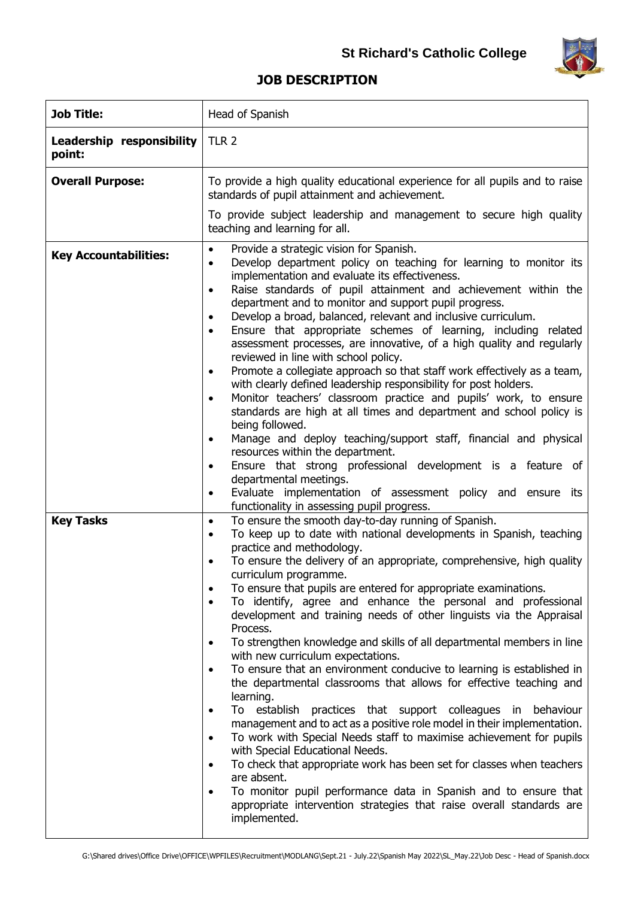**St Richard's Catholic College**

# JOB DESCRIPTION

| | |
|---|---|
| **Job Title:** | Head of Spanish |
| **Leadership responsibility point:** | TLR 2 |
| **Overall Purpose:** | To provide a high quality educational experience for all pupils and to raise standards of pupil attainment and achievement.<br><br>To provide subject leadership and management to secure high quality teaching and learning for all. |
| **Key Accountabilities:** | • Provide a strategic vision for Spanish.<br>• Develop department policy on teaching for learning to monitor its implementation and evaluate its effectiveness.<br>• Raise standards of pupil attainment and achievement within the department and to monitor and support pupil progress.<br>• Develop a broad, balanced, relevant and inclusive curriculum.<br>• Ensure that appropriate schemes of learning, including related assessment processes, are innovative, of a high quality and regularly reviewed in line with school policy.<br>• Promote a collegiate approach so that staff work effectively as a team, with clearly defined leadership responsibility for post holders.<br>• Monitor teachers' classroom practice and pupils' work, to ensure standards are high at all times and department and school policy is being followed.<br>• Manage and deploy teaching/support staff, financial and physical resources within the department.<br>• Ensure that strong professional development is a feature of departmental meetings.<br>• Evaluate implementation of assessment policy and ensure its functionality in assessing pupil progress. |
| **Key Tasks** | • To ensure the smooth day-to-day running of Spanish.<br>• To keep up to date with national developments in Spanish, teaching practice and methodology.<br>• To ensure the delivery of an appropriate, comprehensive, high quality curriculum programme.<br>• To ensure that pupils are entered for appropriate examinations.<br>• To identify, agree and enhance the personal and professional development and training needs of other linguists via the Appraisal Process.<br>• To strengthen knowledge and skills of all departmental members in line with new curriculum expectations.<br>• To ensure that an environment conducive to learning is established in the departmental classrooms that allows for effective teaching and learning.<br>• To establish practices that support colleagues in behaviour management and to act as a positive role model in their implementation.<br>• To work with Special Needs staff to maximise achievement for pupils with Special Educational Needs.<br>• To check that appropriate work has been set for classes when teachers are absent.<br>• To monitor pupil performance data in Spanish and to ensure that appropriate intervention strategies that raise overall standards are implemented. |

G:\Shared drives\Office Drive\OFFICE\WPFILES\Recruitment\MODLANG\Sept.21 - July.22\Spanish May 2022\SL_May.22\Job Desc - Head of Spanish.docx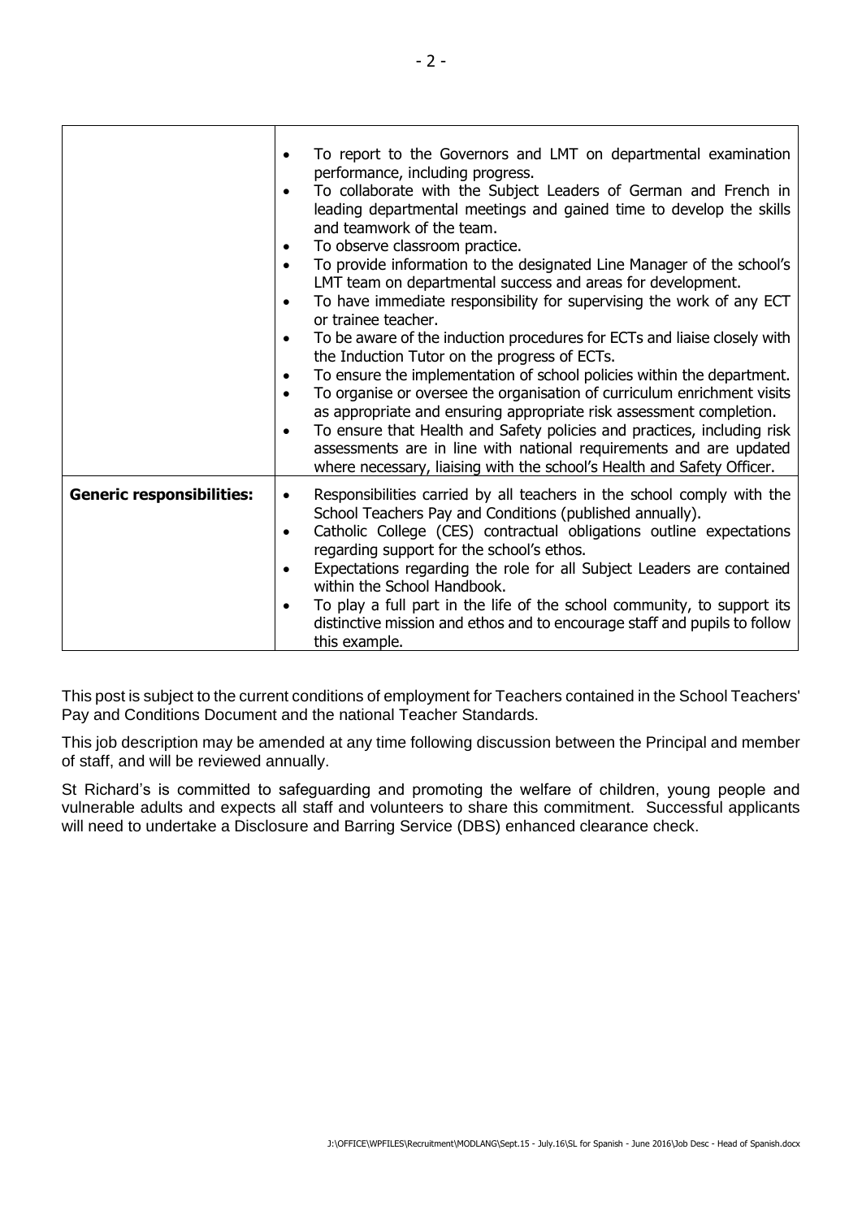| | |
|---|---|
| | • To report to the Governors and LMT on departmental examination performance, including progress.<br>• To collaborate with the Subject Leaders of German and French in leading departmental meetings and gained time to develop the skills and teamwork of the team.<br>• To observe classroom practice.<br>• To provide information to the designated Line Manager of the school's LMT team on departmental success and areas for development.<br>• To have immediate responsibility for supervising the work of any ECT or trainee teacher.<br>• To be aware of the induction procedures for ECTs and liaise closely with the Induction Tutor on the progress of ECTs.<br>• To ensure the implementation of school policies within the department.<br>• To organise or oversee the organisation of curriculum enrichment visits as appropriate and ensuring appropriate risk assessment completion.<br>• To ensure that Health and Safety policies and practices, including risk assessments are in line with national requirements and are updated where necessary, liaising with the school's Health and Safety Officer. |
| **Generic responsibilities:** | • Responsibilities carried by all teachers in the school comply with the School Teachers Pay and Conditions (published annually).<br>• Catholic College (CES) contractual obligations outline expectations regarding support for the school's ethos.<br>• Expectations regarding the role for all Subject Leaders are contained within the School Handbook.<br>• To play a full part in the life of the school community, to support its distinctive mission and ethos and to encourage staff and pupils to follow this example. |

This post is subject to the current conditions of employment for Teachers contained in the School Teachers' Pay and Conditions Document and the national Teacher Standards.

This job description may be amended at any time following discussion between the Principal and member of staff, and will be reviewed annually.

St Richard's is committed to safeguarding and promoting the welfare of children, young people and vulnerable adults and expects all staff and volunteers to share this commitment. Successful applicants will need to undertake a Disclosure and Barring Service (DBS) enhanced clearance check.